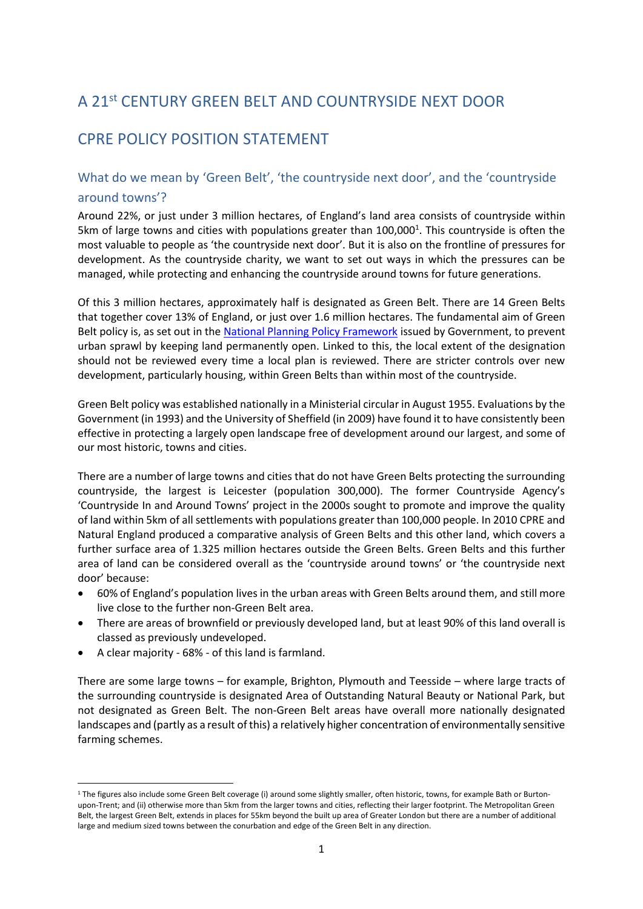# A 21st CENTURY GREEN BELT AND COUNTRYSIDE NEXT DOOR

# CPRE POLICY POSITION STATEMENT

## What do we mean by 'Green Belt', 'the countryside next door', and the 'countryside around towns'?

Around 22%, or just under 3 million hectares, of England's land area consists of countryside within 5km of large towns and cities with populations greater than 100,000[1]. This countryside is often the most valuable to people as 'the countryside next door'. But it is also on the frontline of pressures for development. As the countryside charity, we want to set out ways in which the pressures can be managed, while protecting and enhancing the countryside around towns for future generations.

Of this 3 million hectares, approximately half is designated as Green Belt. There are 14 Green Belts that together cover 13% of England, or just over 1.6 million hectares. The fundamental aim of Green Belt policy is, as set out in the [National Planning Policy Framework](National Planning Policy Framework) issued by Government, to prevent urban sprawl by keeping land permanently open. Linked to this, the local extent of the designation should not be reviewed every time a local plan is reviewed. There are stricter controls over new development, particularly housing, within Green Belts than within most of the countryside.

Green Belt policy was established nationally in a Ministerial circular in August 1955. Evaluations by the Government (in 1993) and the University of Sheffield (in 2009) have found it to have consistently been effective in protecting a largely open landscape free of development around our largest, and some of our most historic, towns and cities.

There are a number of large towns and cities that do not have Green Belts protecting the surrounding countryside, the largest is Leicester (population 300,000). The former Countryside Agency's 'Countryside In and Around Towns' project in the 2000s sought to promote and improve the quality of land within 5km of all settlements with populations greater than 100,000 people. In 2010 CPRE and Natural England produced a comparative analysis of Green Belts and this other land, which covers a further surface area of 1.325 million hectares outside the Green Belts. Green Belts and this further area of land can be considered overall as the 'countryside around towns' or 'the countryside next door' because:

- 60% of England's population lives in the urban areas with Green Belts around them, and still more live close to the further non-Green Belt area.
- There are areas of brownfield or previously developed land, but at least 90% of this land overall is classed as previously undeveloped.
- A clear majority - 68% - of this land is farmland.

There are some large towns – for example, Brighton, Plymouth and Teesside – where large tracts of the surrounding countryside is designated Area of Outstanding Natural Beauty or National Park, but not designated as Green Belt. The non-Green Belt areas have overall more nationally designated landscapes and (partly as a result of this) a relatively higher concentration of environmentally sensitive farming schemes.

---

[1] The figures also include some Green Belt coverage (i) around some slightly smaller, often historic, towns, for example Bath or Burton-upon-Trent; and (ii) otherwise more than 5km from the larger towns and cities, reflecting their larger footprint. The Metropolitan Green Belt, the largest Green Belt, extends in places for 55km beyond the built up area of Greater London but there are a number of additional large and medium sized towns between the conurbation and edge of the Green Belt in any direction.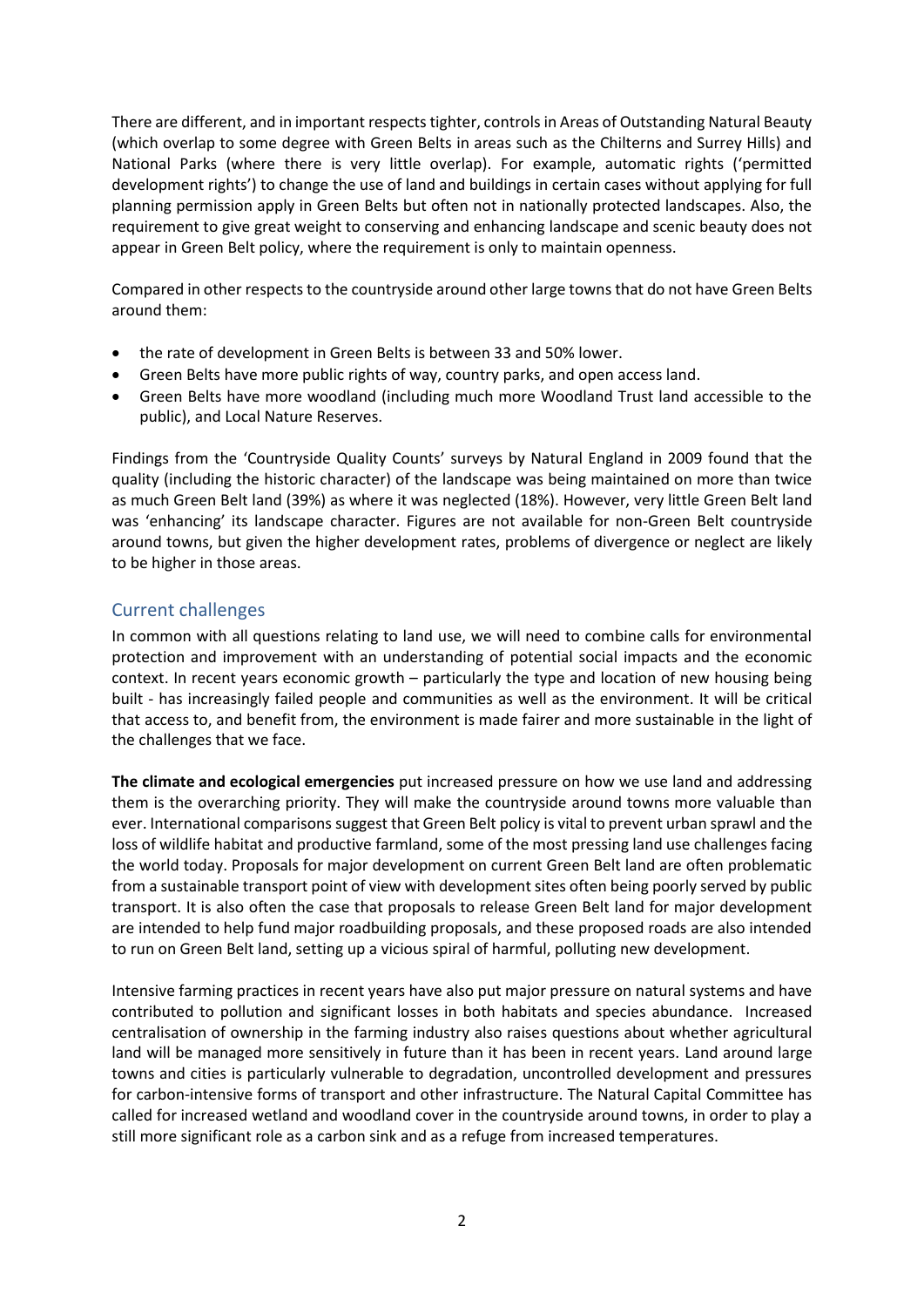There are different, and in important respects tighter, controls in Areas of Outstanding Natural Beauty (which overlap to some degree with Green Belts in areas such as the Chilterns and Surrey Hills) and National Parks (where there is very little overlap). For example, automatic rights ('permitted development rights') to change the use of land and buildings in certain cases without applying for full planning permission apply in Green Belts but often not in nationally protected landscapes. Also, the requirement to give great weight to conserving and enhancing landscape and scenic beauty does not appear in Green Belt policy, where the requirement is only to maintain openness.

Compared in other respects to the countryside around other large towns that do not have Green Belts around them:

- the rate of development in Green Belts is between 33 and 50% lower.
- Green Belts have more public rights of way, country parks, and open access land.
- Green Belts have more woodland (including much more Woodland Trust land accessible to the public), and Local Nature Reserves.

Findings from the 'Countryside Quality Counts' surveys by Natural England in 2009 found that the quality (including the historic character) of the landscape was being maintained on more than twice as much Green Belt land (39%) as where it was neglected (18%). However, very little Green Belt land was 'enhancing' its landscape character. Figures are not available for non-Green Belt countryside around towns, but given the higher development rates, problems of divergence or neglect are likely to be higher in those areas.

## Current challenges

In common with all questions relating to land use, we will need to combine calls for environmental protection and improvement with an understanding of potential social impacts and the economic context. In recent years economic growth – particularly the type and location of new housing being built - has increasingly failed people and communities as well as the environment. It will be critical that access to, and benefit from, the environment is made fairer and more sustainable in the light of the challenges that we face.

**The climate and ecological emergencies** put increased pressure on how we use land and addressing them is the overarching priority. They will make the countryside around towns more valuable than ever. International comparisons suggest that Green Belt policy is vital to prevent urban sprawl and the loss of wildlife habitat and productive farmland, some of the most pressing land use challenges facing the world today. Proposals for major development on current Green Belt land are often problematic from a sustainable transport point of view with development sites often being poorly served by public transport. It is also often the case that proposals to release Green Belt land for major development are intended to help fund major roadbuilding proposals, and these proposed roads are also intended to run on Green Belt land, setting up a vicious spiral of harmful, polluting new development.

Intensive farming practices in recent years have also put major pressure on natural systems and have contributed to pollution and significant losses in both habitats and species abundance. Increased centralisation of ownership in the farming industry also raises questions about whether agricultural land will be managed more sensitively in future than it has been in recent years. Land around large towns and cities is particularly vulnerable to degradation, uncontrolled development and pressures for carbon-intensive forms of transport and other infrastructure. The Natural Capital Committee has called for increased wetland and woodland cover in the countryside around towns, in order to play a still more significant role as a carbon sink and as a refuge from increased temperatures.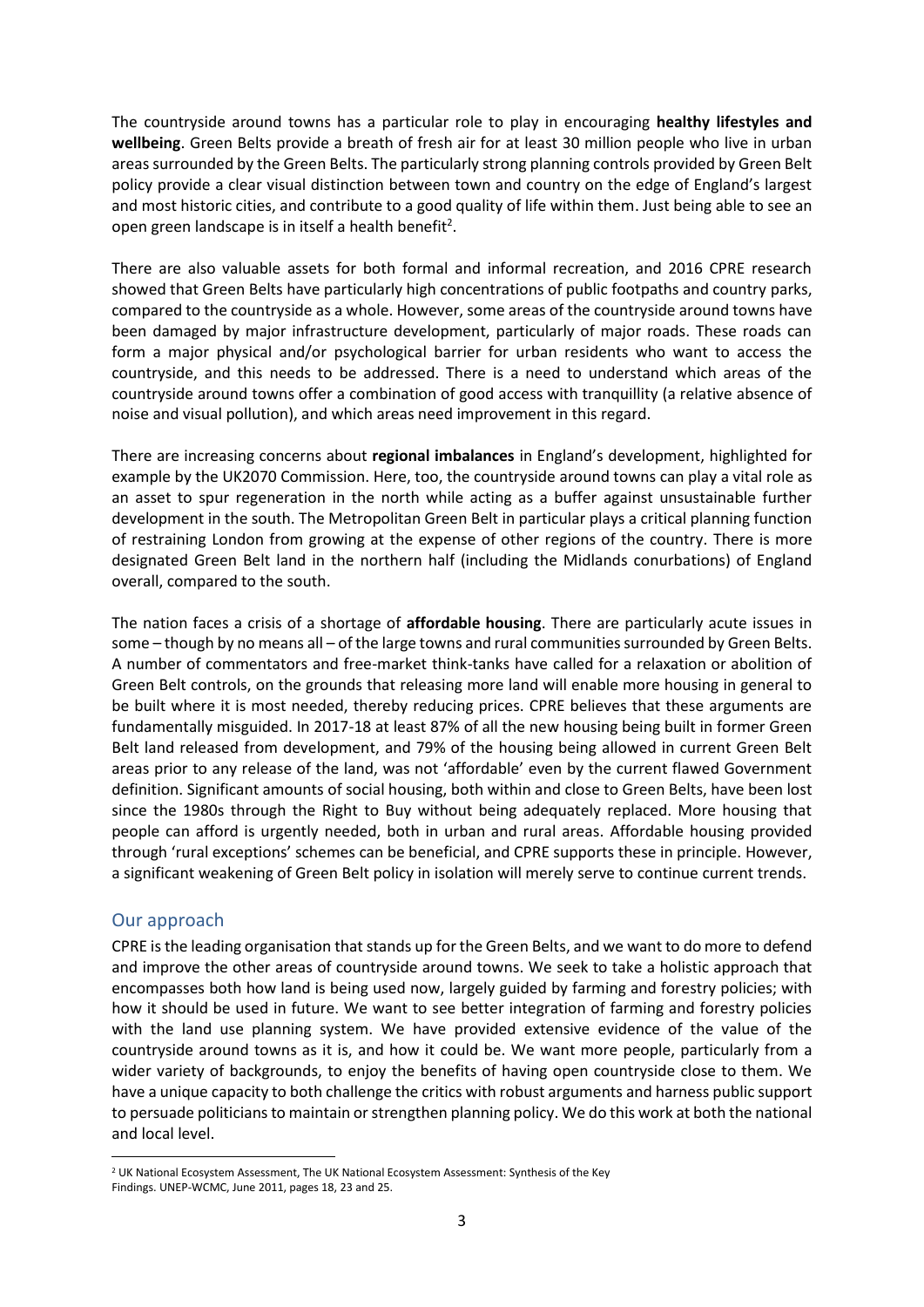The countryside around towns has a particular role to play in encouraging **healthy lifestyles and wellbeing**. Green Belts provide a breath of fresh air for at least 30 million people who live in urban areas surrounded by the Green Belts. The particularly strong planning controls provided by Green Belt policy provide a clear visual distinction between town and country on the edge of England's largest and most historic cities, and contribute to a good quality of life within them. Just being able to see an open green landscape is in itself a health benefit[2].

There are also valuable assets for both formal and informal recreation, and 2016 CPRE research showed that Green Belts have particularly high concentrations of public footpaths and country parks, compared to the countryside as a whole. However, some areas of the countryside around towns have been damaged by major infrastructure development, particularly of major roads. These roads can form a major physical and/or psychological barrier for urban residents who want to access the countryside, and this needs to be addressed. There is a need to understand which areas of the countryside around towns offer a combination of good access with tranquillity (a relative absence of noise and visual pollution), and which areas need improvement in this regard.

There are increasing concerns about **regional imbalances** in England's development, highlighted for example by the UK2070 Commission. Here, too, the countryside around towns can play a vital role as an asset to spur regeneration in the north while acting as a buffer against unsustainable further development in the south. The Metropolitan Green Belt in particular plays a critical planning function of restraining London from growing at the expense of other regions of the country. There is more designated Green Belt land in the northern half (including the Midlands conurbations) of England overall, compared to the south.

The nation faces a crisis of a shortage of **affordable housing**. There are particularly acute issues in some – though by no means all – of the large towns and rural communities surrounded by Green Belts. A number of commentators and free-market think-tanks have called for a relaxation or abolition of Green Belt controls, on the grounds that releasing more land will enable more housing in general to be built where it is most needed, thereby reducing prices. CPRE believes that these arguments are fundamentally misguided. In 2017-18 at least 87% of all the new housing being built in former Green Belt land released from development, and 79% of the housing being allowed in current Green Belt areas prior to any release of the land, was not 'affordable' even by the current flawed Government definition. Significant amounts of social housing, both within and close to Green Belts, have been lost since the 1980s through the Right to Buy without being adequately replaced. More housing that people can afford is urgently needed, both in urban and rural areas. Affordable housing provided through 'rural exceptions' schemes can be beneficial, and CPRE supports these in principle. However, a significant weakening of Green Belt policy in isolation will merely serve to continue current trends.

## Our approach

CPRE is the leading organisation that stands up for the Green Belts, and we want to do more to defend and improve the other areas of countryside around towns. We seek to take a holistic approach that encompasses both how land is being used now, largely guided by farming and forestry policies; with how it should be used in future. We want to see better integration of farming and forestry policies with the land use planning system. We have provided extensive evidence of the value of the countryside around towns as it is, and how it could be. We want more people, particularly from a wider variety of backgrounds, to enjoy the benefits of having open countryside close to them. We have a unique capacity to both challenge the critics with robust arguments and harness public support to persuade politicians to maintain or strengthen planning policy. We do this work at both the national and local level.

---

[2] UK National Ecosystem Assessment, The UK National Ecosystem Assessment: Synthesis of the Key Findings. UNEP-WCMC, June 2011, pages 18, 23 and 25.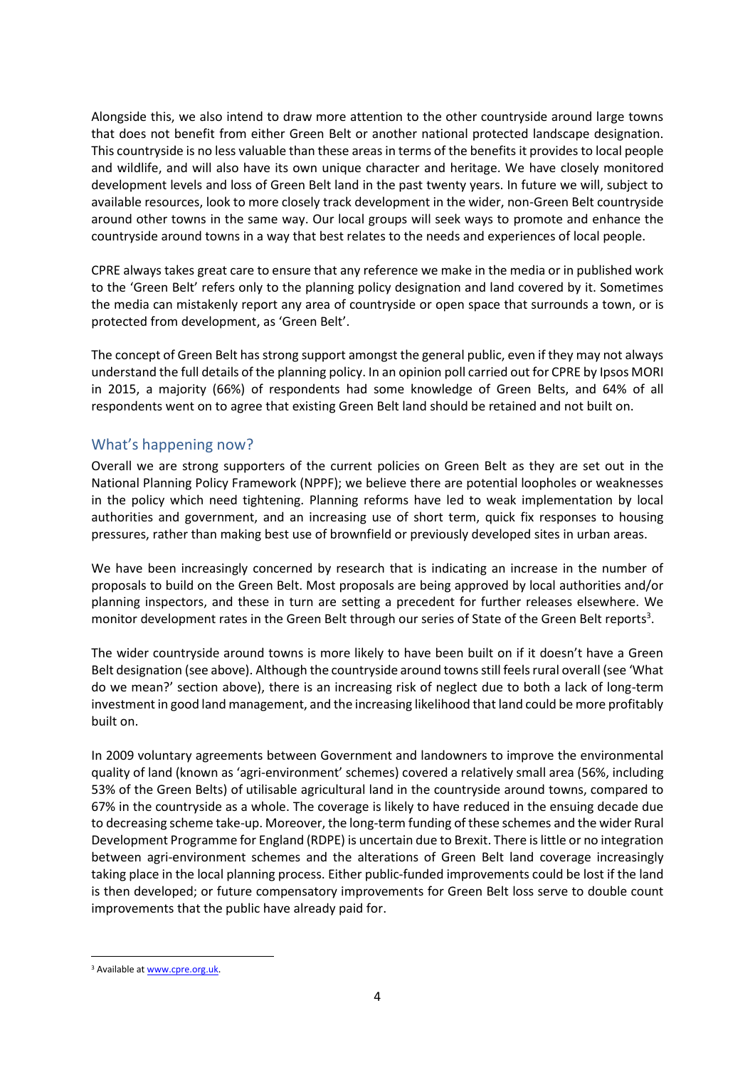Alongside this, we also intend to draw more attention to the other countryside around large towns that does not benefit from either Green Belt or another national protected landscape designation. This countryside is no less valuable than these areas in terms of the benefits it provides to local people and wildlife, and will also have its own unique character and heritage. We have closely monitored development levels and loss of Green Belt land in the past twenty years. In future we will, subject to available resources, look to more closely track development in the wider, non-Green Belt countryside around other towns in the same way. Our local groups will seek ways to promote and enhance the countryside around towns in a way that best relates to the needs and experiences of local people.

CPRE always takes great care to ensure that any reference we make in the media or in published work to the 'Green Belt' refers only to the planning policy designation and land covered by it. Sometimes the media can mistakenly report any area of countryside or open space that surrounds a town, or is protected from development, as 'Green Belt'.

The concept of Green Belt has strong support amongst the general public, even if they may not always understand the full details of the planning policy. In an opinion poll carried out for CPRE by Ipsos MORI in 2015, a majority (66%) of respondents had some knowledge of Green Belts, and 64% of all respondents went on to agree that existing Green Belt land should be retained and not built on.

## What's happening now?

Overall we are strong supporters of the current policies on Green Belt as they are set out in the National Planning Policy Framework (NPPF); we believe there are potential loopholes or weaknesses in the policy which need tightening. Planning reforms have led to weak implementation by local authorities and government, and an increasing use of short term, quick fix responses to housing pressures, rather than making best use of brownfield or previously developed sites in urban areas.

We have been increasingly concerned by research that is indicating an increase in the number of proposals to build on the Green Belt. Most proposals are being approved by local authorities and/or planning inspectors, and these in turn are setting a precedent for further releases elsewhere. We monitor development rates in the Green Belt through our series of State of the Green Belt reports[3].

The wider countryside around towns is more likely to have been built on if it doesn't have a Green Belt designation (see above). Although the countryside around towns still feels rural overall (see 'What do we mean?' section above), there is an increasing risk of neglect due to both a lack of long-term investment in good land management, and the increasing likelihood that land could be more profitably built on.

In 2009 voluntary agreements between Government and landowners to improve the environmental quality of land (known as 'agri-environment' schemes) covered a relatively small area (56%, including 53% of the Green Belts) of utilisable agricultural land in the countryside around towns, compared to 67% in the countryside as a whole. The coverage is likely to have reduced in the ensuing decade due to decreasing scheme take-up. Moreover, the long-term funding of these schemes and the wider Rural Development Programme for England (RDPE) is uncertain due to Brexit. There is little or no integration between agri-environment schemes and the alterations of Green Belt land coverage increasingly taking place in the local planning process. Either public-funded improvements could be lost if the land is then developed; or future compensatory improvements for Green Belt loss serve to double count improvements that the public have already paid for.

---

[3] Available at www.cpre.org.uk.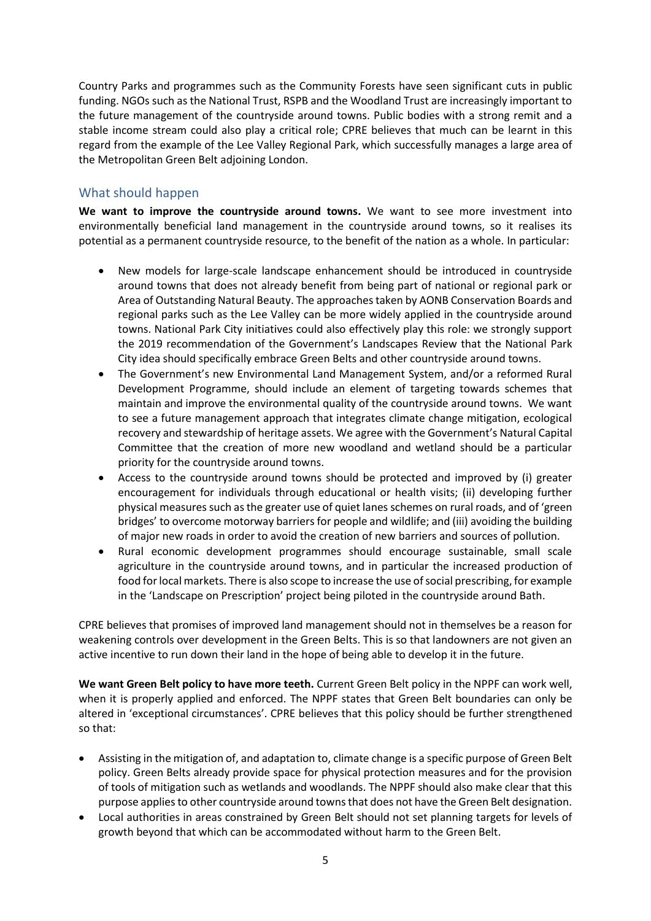Country Parks and programmes such as the Community Forests have seen significant cuts in public funding. NGOs such as the National Trust, RSPB and the Woodland Trust are increasingly important to the future management of the countryside around towns. Public bodies with a strong remit and a stable income stream could also play a critical role; CPRE believes that much can be learnt in this regard from the example of the Lee Valley Regional Park, which successfully manages a large area of the Metropolitan Green Belt adjoining London.

## What should happen

**We want to improve the countryside around towns.** We want to see more investment into environmentally beneficial land management in the countryside around towns, so it realises its potential as a permanent countryside resource, to the benefit of the nation as a whole. In particular:

- New models for large-scale landscape enhancement should be introduced in countryside around towns that does not already benefit from being part of national or regional park or Area of Outstanding Natural Beauty. The approaches taken by AONB Conservation Boards and regional parks such as the Lee Valley can be more widely applied in the countryside around towns. National Park City initiatives could also effectively play this role: we strongly support the 2019 recommendation of the Government's Landscapes Review that the National Park City idea should specifically embrace Green Belts and other countryside around towns.
- The Government's new Environmental Land Management System, and/or a reformed Rural Development Programme, should include an element of targeting towards schemes that maintain and improve the environmental quality of the countryside around towns. We want to see a future management approach that integrates climate change mitigation, ecological recovery and stewardship of heritage assets. We agree with the Government's Natural Capital Committee that the creation of more new woodland and wetland should be a particular priority for the countryside around towns.
- Access to the countryside around towns should be protected and improved by (i) greater encouragement for individuals through educational or health visits; (ii) developing further physical measures such as the greater use of quiet lanes schemes on rural roads, and of 'green bridges' to overcome motorway barriers for people and wildlife; and (iii) avoiding the building of major new roads in order to avoid the creation of new barriers and sources of pollution.
- Rural economic development programmes should encourage sustainable, small scale agriculture in the countryside around towns, and in particular the increased production of food for local markets. There is also scope to increase the use of social prescribing, for example in the 'Landscape on Prescription' project being piloted in the countryside around Bath.

CPRE believes that promises of improved land management should not in themselves be a reason for weakening controls over development in the Green Belts. This is so that landowners are not given an active incentive to run down their land in the hope of being able to develop it in the future.

**We want Green Belt policy to have more teeth.** Current Green Belt policy in the NPPF can work well, when it is properly applied and enforced. The NPPF states that Green Belt boundaries can only be altered in 'exceptional circumstances'. CPRE believes that this policy should be further strengthened so that:

- Assisting in the mitigation of, and adaptation to, climate change is a specific purpose of Green Belt policy. Green Belts already provide space for physical protection measures and for the provision of tools of mitigation such as wetlands and woodlands. The NPPF should also make clear that this purpose applies to other countryside around towns that does not have the Green Belt designation.
- Local authorities in areas constrained by Green Belt should not set planning targets for levels of growth beyond that which can be accommodated without harm to the Green Belt.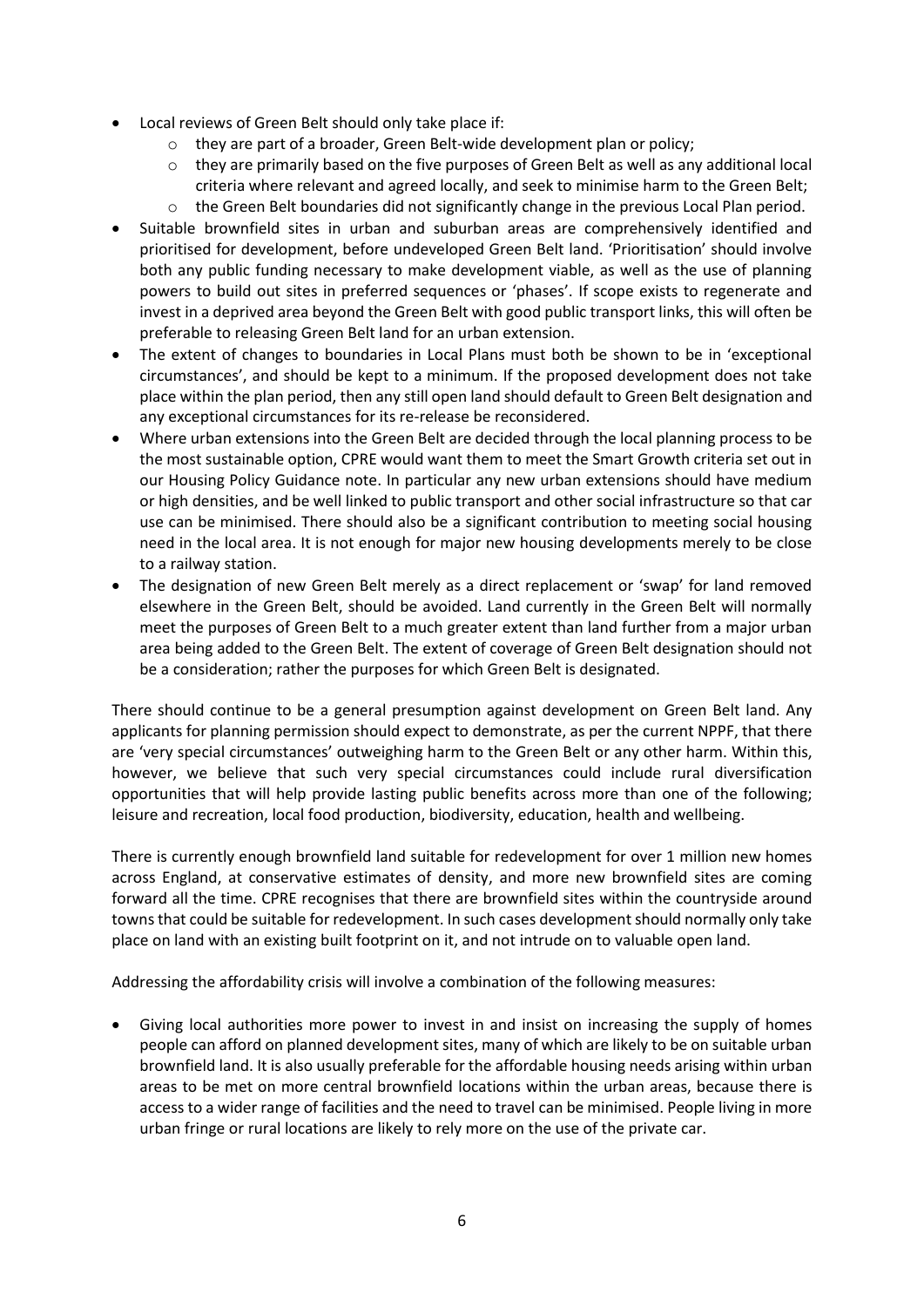- Local reviews of Green Belt should only take place if:
  - they are part of a broader, Green Belt-wide development plan or policy;
  - they are primarily based on the five purposes of Green Belt as well as any additional local criteria where relevant and agreed locally, and seek to minimise harm to the Green Belt;
  - the Green Belt boundaries did not significantly change in the previous Local Plan period.
- Suitable brownfield sites in urban and suburban areas are comprehensively identified and prioritised for development, before undeveloped Green Belt land. 'Prioritisation' should involve both any public funding necessary to make development viable, as well as the use of planning powers to build out sites in preferred sequences or 'phases'. If scope exists to regenerate and invest in a deprived area beyond the Green Belt with good public transport links, this will often be preferable to releasing Green Belt land for an urban extension.
- The extent of changes to boundaries in Local Plans must both be shown to be in 'exceptional circumstances', and should be kept to a minimum. If the proposed development does not take place within the plan period, then any still open land should default to Green Belt designation and any exceptional circumstances for its re-release be reconsidered.
- Where urban extensions into the Green Belt are decided through the local planning process to be the most sustainable option, CPRE would want them to meet the Smart Growth criteria set out in our Housing Policy Guidance note. In particular any new urban extensions should have medium or high densities, and be well linked to public transport and other social infrastructure so that car use can be minimised. There should also be a significant contribution to meeting social housing need in the local area. It is not enough for major new housing developments merely to be close to a railway station.
- The designation of new Green Belt merely as a direct replacement or 'swap' for land removed elsewhere in the Green Belt, should be avoided. Land currently in the Green Belt will normally meet the purposes of Green Belt to a much greater extent than land further from a major urban area being added to the Green Belt. The extent of coverage of Green Belt designation should not be a consideration; rather the purposes for which Green Belt is designated.

There should continue to be a general presumption against development on Green Belt land. Any applicants for planning permission should expect to demonstrate, as per the current NPPF, that there are 'very special circumstances' outweighing harm to the Green Belt or any other harm. Within this, however, we believe that such very special circumstances could include rural diversification opportunities that will help provide lasting public benefits across more than one of the following; leisure and recreation, local food production, biodiversity, education, health and wellbeing.

There is currently enough brownfield land suitable for redevelopment for over 1 million new homes across England, at conservative estimates of density, and more new brownfield sites are coming forward all the time. CPRE recognises that there are brownfield sites within the countryside around towns that could be suitable for redevelopment. In such cases development should normally only take place on land with an existing built footprint on it, and not intrude on to valuable open land.

Addressing the affordability crisis will involve a combination of the following measures:

- Giving local authorities more power to invest in and insist on increasing the supply of homes people can afford on planned development sites, many of which are likely to be on suitable urban brownfield land. It is also usually preferable for the affordable housing needs arising within urban areas to be met on more central brownfield locations within the urban areas, because there is access to a wider range of facilities and the need to travel can be minimised. People living in more urban fringe or rural locations are likely to rely more on the use of the private car.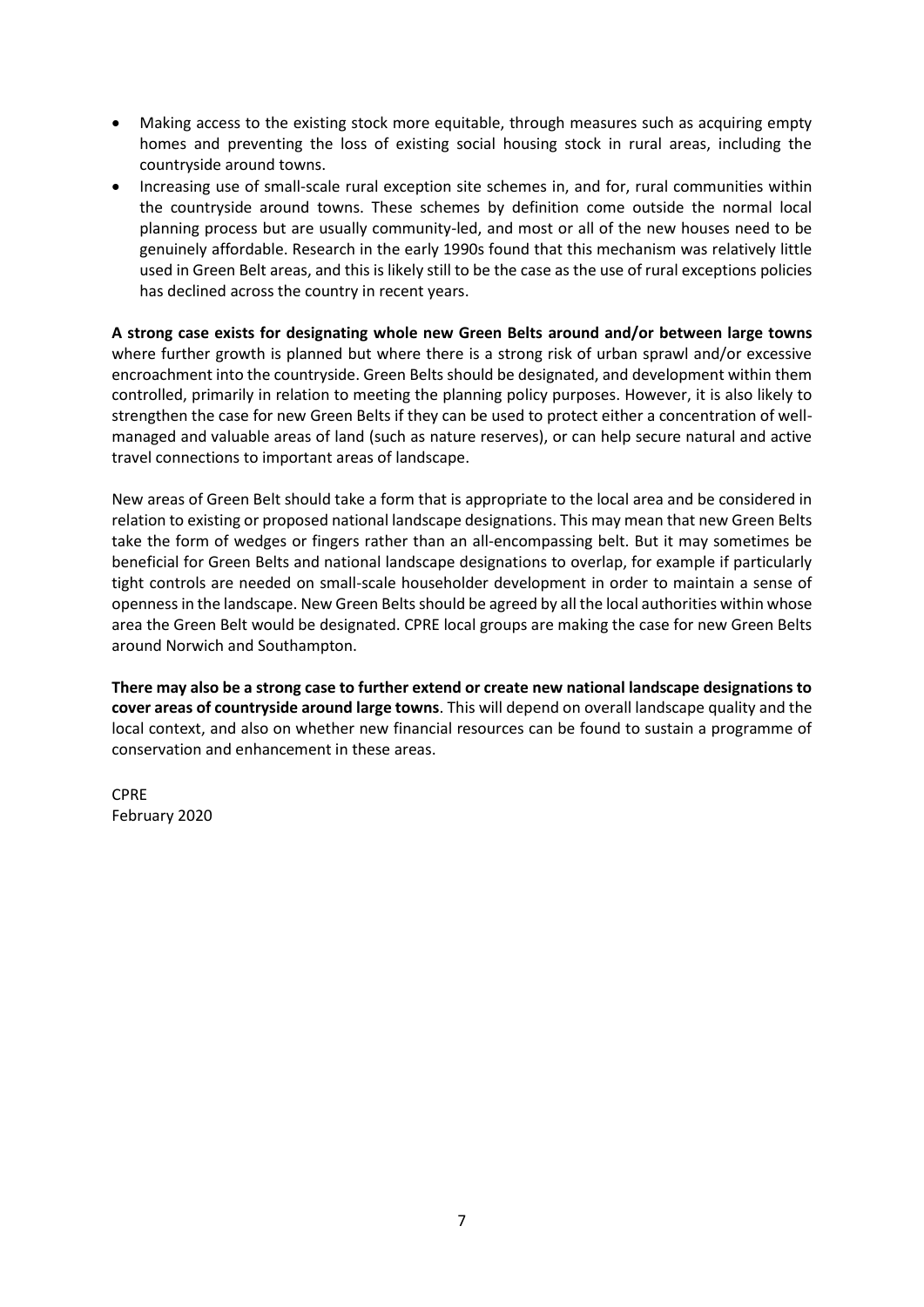- Making access to the existing stock more equitable, through measures such as acquiring empty homes and preventing the loss of existing social housing stock in rural areas, including the countryside around towns.
- Increasing use of small-scale rural exception site schemes in, and for, rural communities within the countryside around towns. These schemes by definition come outside the normal local planning process but are usually community-led, and most or all of the new houses need to be genuinely affordable. Research in the early 1990s found that this mechanism was relatively little used in Green Belt areas, and this is likely still to be the case as the use of rural exceptions policies has declined across the country in recent years.

**A strong case exists for designating whole new Green Belts around and/or between large towns** where further growth is planned but where there is a strong risk of urban sprawl and/or excessive encroachment into the countryside. Green Belts should be designated, and development within them controlled, primarily in relation to meeting the planning policy purposes. However, it is also likely to strengthen the case for new Green Belts if they can be used to protect either a concentration of well-managed and valuable areas of land (such as nature reserves), or can help secure natural and active travel connections to important areas of landscape.

New areas of Green Belt should take a form that is appropriate to the local area and be considered in relation to existing or proposed national landscape designations. This may mean that new Green Belts take the form of wedges or fingers rather than an all-encompassing belt. But it may sometimes be beneficial for Green Belts and national landscape designations to overlap, for example if particularly tight controls are needed on small-scale householder development in order to maintain a sense of openness in the landscape. New Green Belts should be agreed by all the local authorities within whose area the Green Belt would be designated. CPRE local groups are making the case for new Green Belts around Norwich and Southampton.

**There may also be a strong case to further extend or create new national landscape designations to cover areas of countryside around large towns**. This will depend on overall landscape quality and the local context, and also on whether new financial resources can be found to sustain a programme of conservation and enhancement in these areas.

CPRE
February 2020